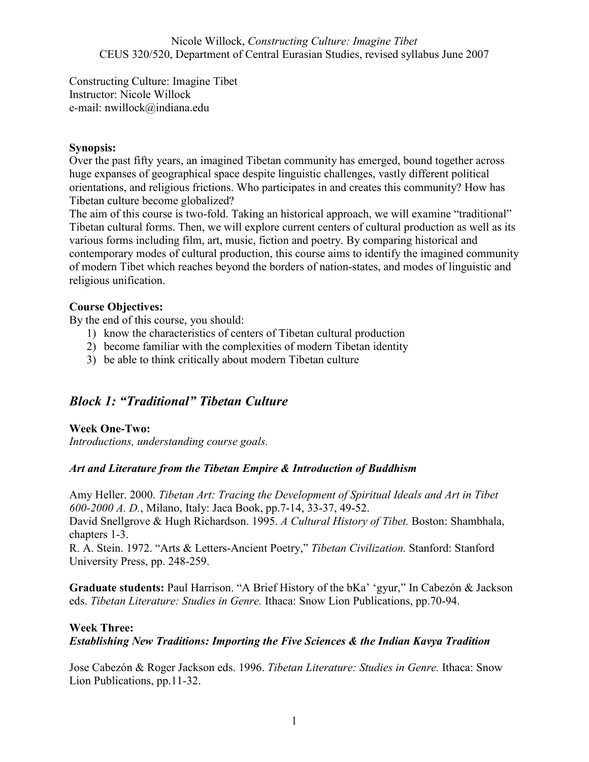Constructing Culture: Imagine Tibet
Instructor: Nicole Willock
e-mail: nwillock@indiana.edu

**Synopsis:**
Over the past fifty years, an imagined Tibetan community has emerged, bound together across huge expanses of geographical space despite linguistic challenges, vastly different political orientations, and religious frictions. Who participates in and creates this community? How has Tibetan culture become globalized?
The aim of this course is two-fold. Taking an historical approach, we will examine "traditional" Tibetan cultural forms. Then, we will explore current centers of cultural production as well as its various forms including film, art, music, fiction and poetry. By comparing historical and contemporary modes of cultural production, this course aims to identify the imagined community of modern Tibet which reaches beyond the borders of nation-states, and modes of linguistic and religious unification.

**Course Objectives:**
By the end of this course, you should:

1) know the characteristics of centers of Tibetan cultural production
2) become familiar with the complexities of modern Tibetan identity
3) be able to think critically about modern Tibetan culture

## *Block 1: "Traditional" Tibetan Culture*

**Week One-Two:**
*Introductions, understanding course goals.*

***Art and Literature from the Tibetan Empire & Introduction of Buddhism***

Amy Heller. 2000. *Tibetan Art: Tracing the Development of Spiritual Ideals and Art in Tibet 600-2000 A. D.*, Milano, Italy: Jaca Book, pp.7-14, 33-37, 49-52.
David Snellgrove & Hugh Richardson. 1995. *A Cultural History of Tibet.* Boston: Shambhala, chapters 1-3.
R. A. Stein. 1972. "Arts & Letters-Ancient Poetry," *Tibetan Civilization.* Stanford: Stanford University Press, pp. 248-259.

**Graduate students:** Paul Harrison. "A Brief History of the bKa' 'gyur," In Cabezón & Jackson eds. *Tibetan Literature: Studies in Genre.* Ithaca: Snow Lion Publications, pp.70-94.

**Week Three:**
***Establishing New Traditions: Importing the Five Sciences & the Indian Kavya Tradition***

Jose Cabezón & Roger Jackson eds. 1996. *Tibetan Literature: Studies in Genre.* Ithaca: Snow Lion Publications, pp.11-32.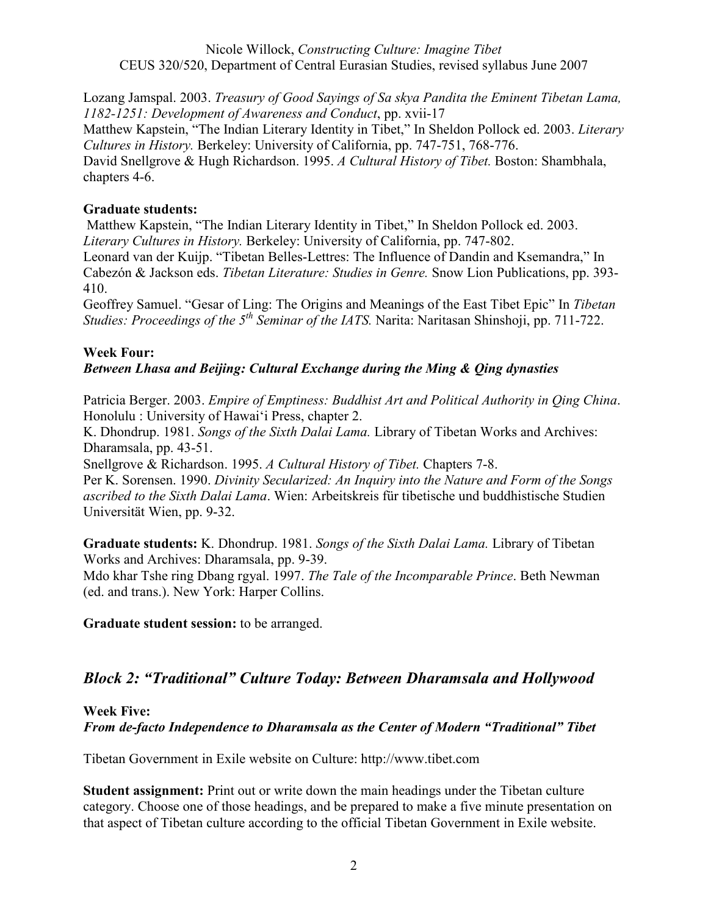Lozang Jamspal. 2003. *Treasury of Good Sayings of Sa skya Pandita the Eminent Tibetan Lama, 1182-1251: Development of Awareness and Conduct*, pp. xvii-17
Matthew Kapstein, "The Indian Literary Identity in Tibet," In Sheldon Pollock ed. 2003. *Literary Cultures in History.* Berkeley: University of California, pp. 747-751, 768-776.
David Snellgrove & Hugh Richardson. 1995. *A Cultural History of Tibet.* Boston: Shambhala, chapters 4-6.

**Graduate students:**
Matthew Kapstein, "The Indian Literary Identity in Tibet," In Sheldon Pollock ed. 2003. *Literary Cultures in History.* Berkeley: University of California, pp. 747-802.
Leonard van der Kuijp. "Tibetan Belles-Lettres: The Influence of Dandin and Ksemandra," In Cabezón & Jackson eds. *Tibetan Literature: Studies in Genre.* Snow Lion Publications, pp. 393-410.
Geoffrey Samuel. "Gesar of Ling: The Origins and Meanings of the East Tibet Epic" In *Tibetan Studies: Proceedings of the 5th Seminar of the IATS.* Narita: Naritasan Shinshoji, pp. 711-722.

**Week Four:**
***Between Lhasa and Beijing: Cultural Exchange during the Ming & Qing dynasties***

Patricia Berger. 2003. *Empire of Emptiness: Buddhist Art and Political Authority in Qing China*. Honolulu : University of Hawai'i Press, chapter 2.
K. Dhondrup. 1981. *Songs of the Sixth Dalai Lama.* Library of Tibetan Works and Archives: Dharamsala, pp. 43-51.
Snellgrove & Richardson. 1995. *A Cultural History of Tibet.* Chapters 7-8.
Per K. Sorensen. 1990. *Divinity Secularized: An Inquiry into the Nature and Form of the Songs ascribed to the Sixth Dalai Lama*. Wien: Arbeitskreis für tibetische und buddhistische Studien Universität Wien, pp. 9-32.

**Graduate students:** K. Dhondrup. 1981. *Songs of the Sixth Dalai Lama.* Library of Tibetan Works and Archives: Dharamsala, pp. 9-39.
Mdo khar Tshe ring Dbang rgyal. 1997. *The Tale of the Incomparable Prince*. Beth Newman (ed. and trans.). New York: Harper Collins.

**Graduate student session:** to be arranged.

## *Block 2: "Traditional" Culture Today: Between Dharamsala and Hollywood*

**Week Five:**
***From de-facto Independence to Dharamsala as the Center of Modern "Traditional" Tibet***

Tibetan Government in Exile website on Culture: http://www.tibet.com

**Student assignment:** Print out or write down the main headings under the Tibetan culture category. Choose one of those headings, and be prepared to make a five minute presentation on that aspect of Tibetan culture according to the official Tibetan Government in Exile website.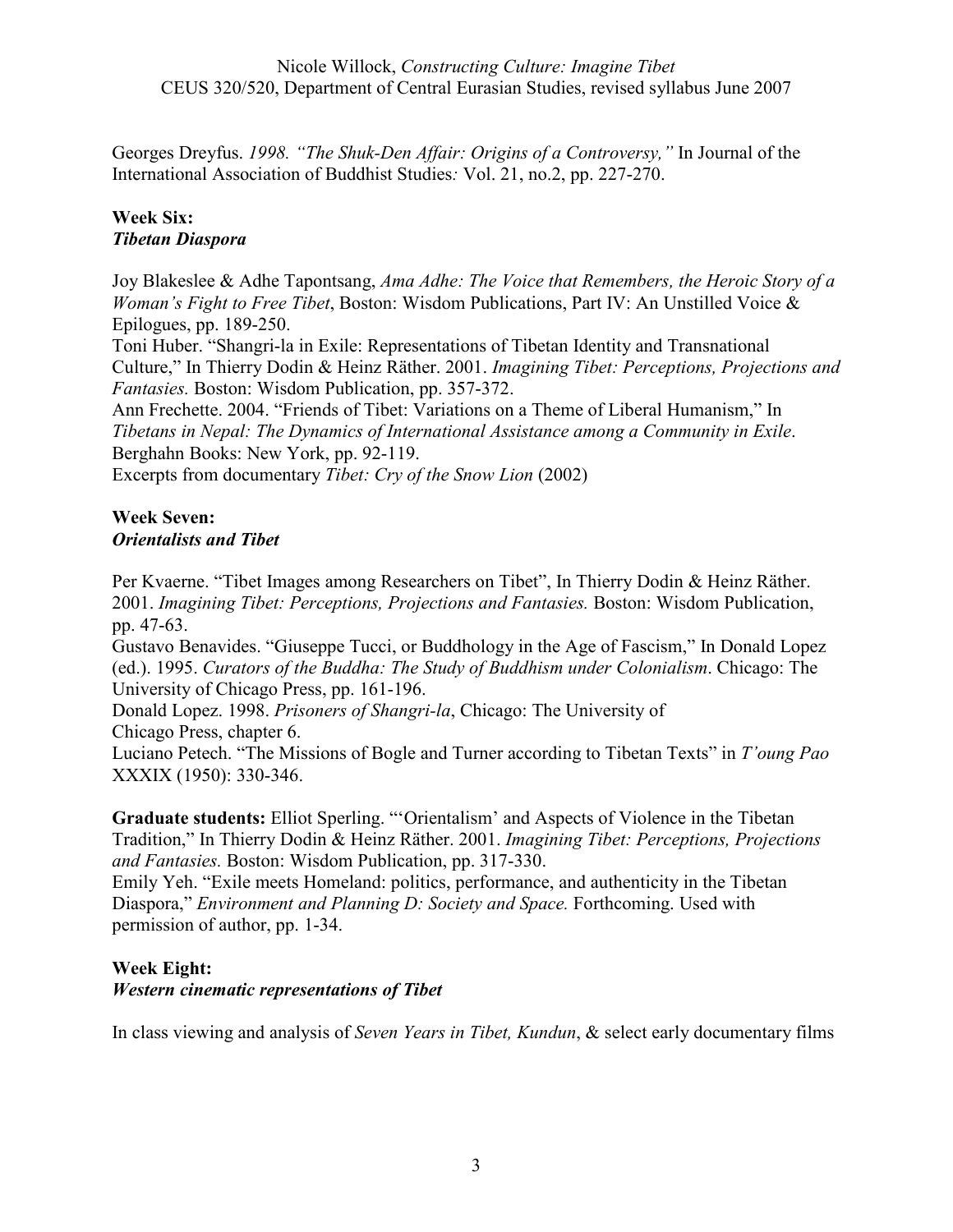Georges Dreyfus. *1998. "The Shuk-Den Affair: Origins of a Controversy,"* In Journal of the International Association of Buddhist Studies*:* Vol. 21, no.2, pp. 227-270.

**Week Six:**
***Tibetan Diaspora***

Joy Blakeslee & Adhe Tapontsang, *Ama Adhe: The Voice that Remembers, the Heroic Story of a Woman's Fight to Free Tibet*, Boston: Wisdom Publications, Part IV: An Unstilled Voice & Epilogues, pp. 189-250.
Toni Huber. "Shangri-la in Exile: Representations of Tibetan Identity and Transnational Culture," In Thierry Dodin & Heinz Räther. 2001. *Imagining Tibet: Perceptions, Projections and Fantasies.* Boston: Wisdom Publication, pp. 357-372.
Ann Frechette. 2004. "Friends of Tibet: Variations on a Theme of Liberal Humanism," In *Tibetans in Nepal: The Dynamics of International Assistance among a Community in Exile*. Berghahn Books: New York, pp. 92-119.
Excerpts from documentary *Tibet: Cry of the Snow Lion* (2002)

**Week Seven:**
***Orientalists and Tibet***

Per Kvaerne. "Tibet Images among Researchers on Tibet", In Thierry Dodin & Heinz Räther. 2001. *Imagining Tibet: Perceptions, Projections and Fantasies.* Boston: Wisdom Publication, pp. 47-63.
Gustavo Benavides. "Giuseppe Tucci, or Buddhology in the Age of Fascism," In Donald Lopez (ed.). 1995. *Curators of the Buddha: The Study of Buddhism under Colonialism*. Chicago: The University of Chicago Press, pp. 161-196.
Donald Lopez. 1998. *Prisoners of Shangri-la*, Chicago: The University of Chicago Press, chapter 6.
Luciano Petech. "The Missions of Bogle and Turner according to Tibetan Texts" in *T'oung Pao* XXXIX (1950): 330-346.

**Graduate students:** Elliot Sperling. "'Orientalism' and Aspects of Violence in the Tibetan Tradition," In Thierry Dodin & Heinz Räther. 2001. *Imagining Tibet: Perceptions, Projections and Fantasies.* Boston: Wisdom Publication, pp. 317-330.
Emily Yeh. "Exile meets Homeland: politics, performance, and authenticity in the Tibetan Diaspora," *Environment and Planning D: Society and Space.* Forthcoming. Used with permission of author, pp. 1-34.

**Week Eight:**
***Western cinematic representations of Tibet***

In class viewing and analysis of *Seven Years in Tibet, Kundun*, & select early documentary films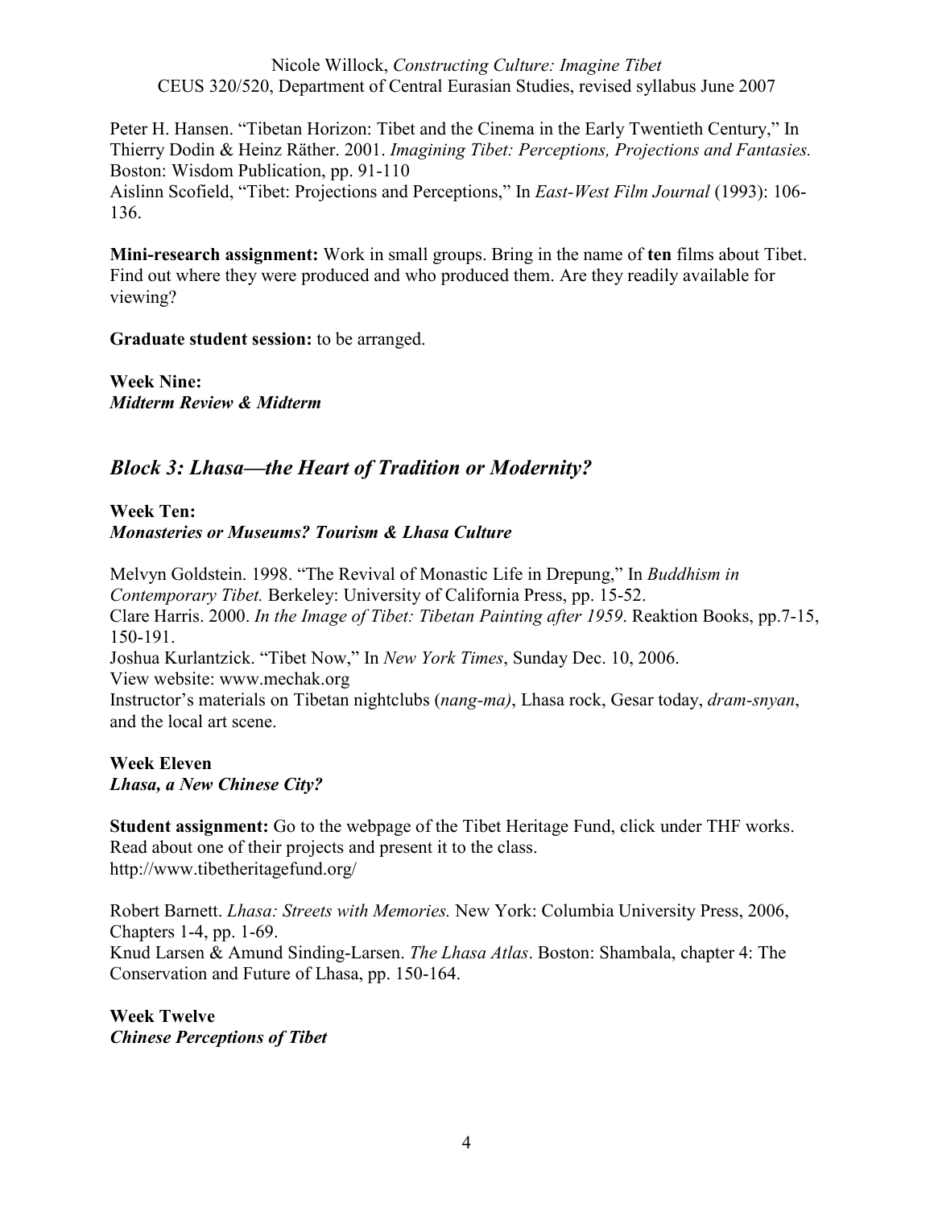Peter H. Hansen. "Tibetan Horizon: Tibet and the Cinema in the Early Twentieth Century," In Thierry Dodin & Heinz Räther. 2001. *Imagining Tibet: Perceptions, Projections and Fantasies.* Boston: Wisdom Publication, pp. 91-110
Aislinn Scofield, "Tibet: Projections and Perceptions," In *East-West Film Journal* (1993): 106-136.

**Mini-research assignment:** Work in small groups. Bring in the name of **ten** films about Tibet. Find out where they were produced and who produced them. Are they readily available for viewing?

**Graduate student session:** to be arranged.

**Week Nine:**
***Midterm Review & Midterm***

## *Block 3: Lhasa—the Heart of Tradition or Modernity?*

**Week Ten:**
***Monasteries or Museums? Tourism & Lhasa Culture***

Melvyn Goldstein. 1998. "The Revival of Monastic Life in Drepung," In *Buddhism in Contemporary Tibet.* Berkeley: University of California Press, pp. 15-52.
Clare Harris. 2000. *In the Image of Tibet: Tibetan Painting after 1959*. Reaktion Books, pp.7-15, 150-191.
Joshua Kurlantzick. "Tibet Now," In *New York Times*, Sunday Dec. 10, 2006.
View website: www.mechak.org
Instructor's materials on Tibetan nightclubs (*nang-ma)*, Lhasa rock, Gesar today, *dram-snyan*, and the local art scene.

**Week Eleven**
***Lhasa, a New Chinese City?***

**Student assignment:** Go to the webpage of the Tibet Heritage Fund, click under THF works. Read about one of their projects and present it to the class.
http://www.tibetheritagefund.org/

Robert Barnett. *Lhasa: Streets with Memories.* New York: Columbia University Press, 2006, Chapters 1-4, pp. 1-69.
Knud Larsen & Amund Sinding-Larsen. *The Lhasa Atlas*. Boston: Shambala, chapter 4: The Conservation and Future of Lhasa, pp. 150-164.

**Week Twelve**
***Chinese Perceptions of Tibet***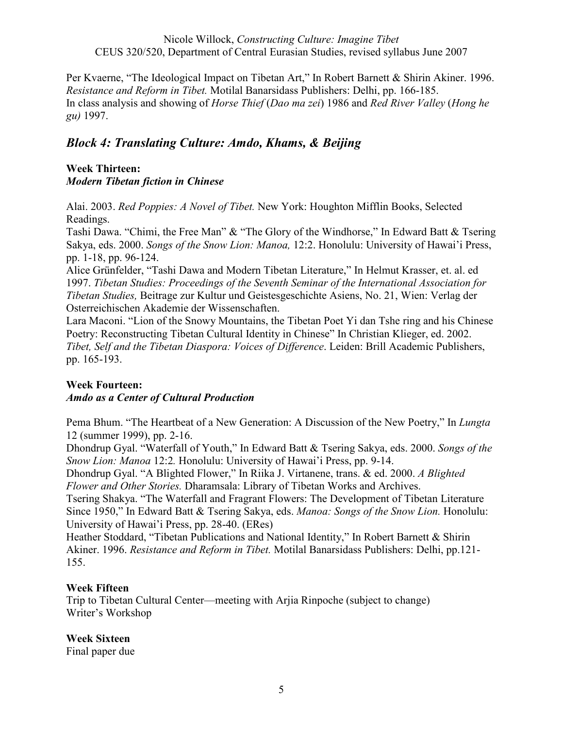Per Kvaerne, "The Ideological Impact on Tibetan Art," In Robert Barnett & Shirin Akiner. 1996. *Resistance and Reform in Tibet.* Motilal Banarsidass Publishers: Delhi, pp. 166-185.
In class analysis and showing of *Horse Thief* (*Dao ma zei*) 1986 and *Red River Valley* (*Hong he gu)* 1997.

## *Block 4: Translating Culture: Amdo, Khams, & Beijing*

**Week Thirteen:**
***Modern Tibetan fiction in Chinese***

Alai. 2003. *Red Poppies: A Novel of Tibet.* New York: Houghton Mifflin Books, Selected Readings.
Tashi Dawa. "Chimi, the Free Man" & "The Glory of the Windhorse," In Edward Batt & Tsering Sakya, eds. 2000. *Songs of the Snow Lion: Manoa,* 12:2. Honolulu: University of Hawai'i Press, pp. 1-18, pp. 96-124.
Alice Grünfelder, "Tashi Dawa and Modern Tibetan Literature," In Helmut Krasser, et. al. ed 1997. *Tibetan Studies: Proceedings of the Seventh Seminar of the International Association for Tibetan Studies,* Beitrage zur Kultur und Geistesgeschichte Asiens, No. 21, Wien: Verlag der Osterreichischen Akademie der Wissenschaften.
Lara Maconi. "Lion of the Snowy Mountains, the Tibetan Poet Yi dan Tshe ring and his Chinese Poetry: Reconstructing Tibetan Cultural Identity in Chinese" In Christian Klieger, ed. 2002. *Tibet, Self and the Tibetan Diaspora: Voices of Difference*. Leiden: Brill Academic Publishers, pp. 165-193.

**Week Fourteen:**
***Amdo as a Center of Cultural Production***

Pema Bhum. "The Heartbeat of a New Generation: A Discussion of the New Poetry," In *Lungta* 12 (summer 1999), pp. 2-16.
Dhondrup Gyal. "Waterfall of Youth," In Edward Batt & Tsering Sakya, eds. 2000. *Songs of the Snow Lion: Manoa* 12:2*.* Honolulu: University of Hawai'i Press, pp. 9-14.
Dhondrup Gyal. "A Blighted Flower," In Riika J. Virtanene, trans. & ed. 2000. *A Blighted Flower and Other Stories.* Dharamsala: Library of Tibetan Works and Archives.
Tsering Shakya. "The Waterfall and Fragrant Flowers: The Development of Tibetan Literature Since 1950," In Edward Batt & Tsering Sakya, eds. *Manoa: Songs of the Snow Lion.* Honolulu: University of Hawai'i Press, pp. 28-40. (ERes)
Heather Stoddard, "Tibetan Publications and National Identity," In Robert Barnett & Shirin Akiner. 1996. *Resistance and Reform in Tibet.* Motilal Banarsidass Publishers: Delhi, pp.121-155.

**Week Fifteen**
Trip to Tibetan Cultural Center—meeting with Arjia Rinpoche (subject to change)
Writer's Workshop

**Week Sixteen**
Final paper due